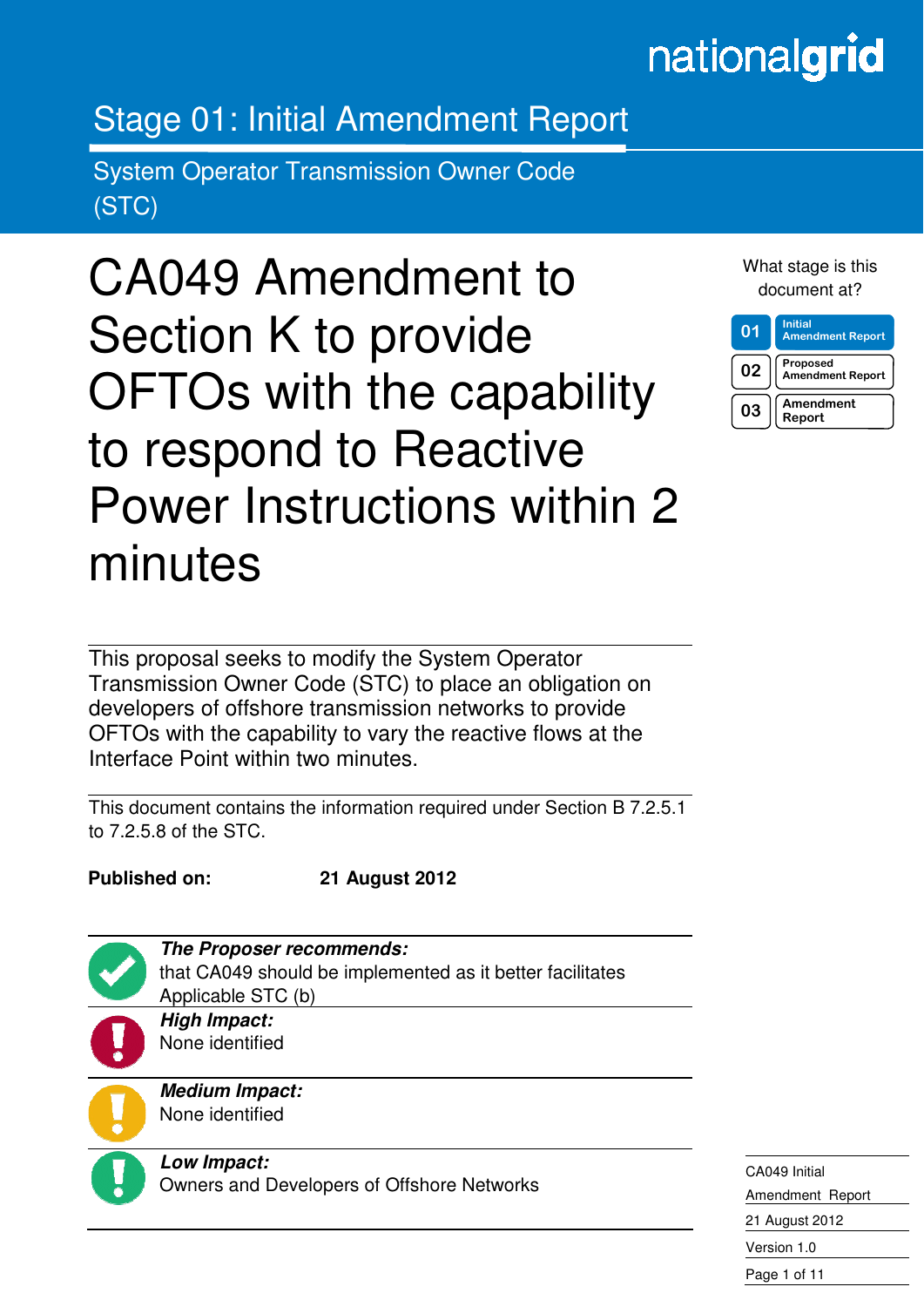nationalgrid

## Stage 01: Initial Amendment Report

System Operator Transmission Owner Code (STC)

# CA049 Amendment to Section K to provide OFTOs with the capability to respond to Reactive Power Instructions within 2 minutes

What stage is this document at?

| | |
|---|---|
| 01 | Initial Amendment Report |
| 02 | Proposed Amendment Report |
| 03 | Amendment Report |

This proposal seeks to modify the System Operator Transmission Owner Code (STC) to place an obligation on developers of offshore transmission networks to provide OFTOs with the capability to vary the reactive flows at the Interface Point within two minutes.

This document contains the information required under Section B 7.2.5.1 to 7.2.5.8 of the STC.

**Published on:** **21 August 2012**

***The Proposer recommends:***
that CA049 should be implemented as it better facilitates Applicable STC (b)

***High Impact:***
None identified

***Medium Impact:***
None identified

***Low Impact:***
Owners and Developers of Offshore Networks

CA049 Initial Amendment Report
21 August 2012
Version 1.0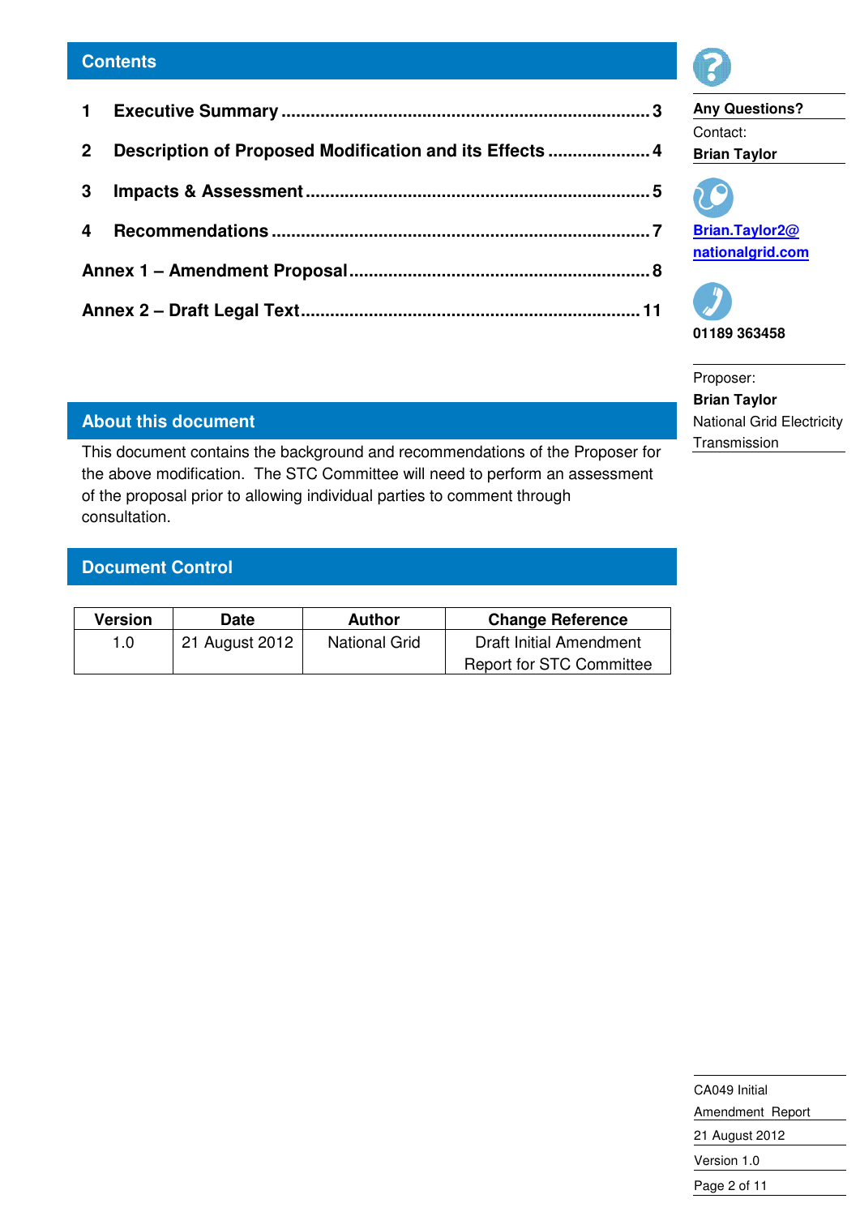## Contents

1 Executive Summary ........................................................................ 3

2 Description of Proposed Modification and its Effects .................... 4

3 Impacts & Assessment .................................................................... 5

4 Recommendations ........................................................................... 7

Annex 1 – Amendment Proposal ......................................................... 8

Annex 2 – Draft Legal Text ................................................................. 11

**Any Questions?**

Contact:
**Brian Taylor**

**Brian.Taylor2@nationalgrid.com**

**01189 363458**

Proposer:
**Brian Taylor**
National Grid Electricity Transmission

## About this document

This document contains the background and recommendations of the Proposer for the above modification. The STC Committee will need to perform an assessment of the proposal prior to allowing individual parties to comment through consultation.

## Document Control

| Version | Date | Author | Change Reference |
|---|---|---|---|
| 1.0 | 21 August 2012 | National Grid | Draft Initial Amendment Report for STC Committee |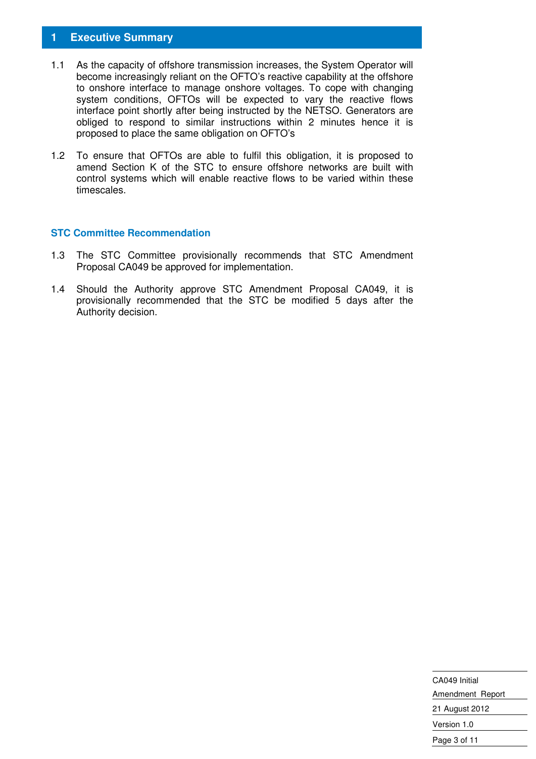# 1 Executive Summary

1.1 As the capacity of offshore transmission increases, the System Operator will become increasingly reliant on the OFTO's reactive capability at the offshore to onshore interface to manage onshore voltages. To cope with changing system conditions, OFTOs will be expected to vary the reactive flows interface point shortly after being instructed by the NETSO. Generators are obliged to respond to similar instructions within 2 minutes hence it is proposed to place the same obligation on OFTO's

1.2 To ensure that OFTOs are able to fulfil this obligation, it is proposed to amend Section K of the STC to ensure offshore networks are built with control systems which will enable reactive flows to be varied within these timescales.

### STC Committee Recommendation

1.3 The STC Committee provisionally recommends that STC Amendment Proposal CA049 be approved for implementation.

1.4 Should the Authority approve STC Amendment Proposal CA049, it is provisionally recommended that the STC be modified 5 days after the Authority decision.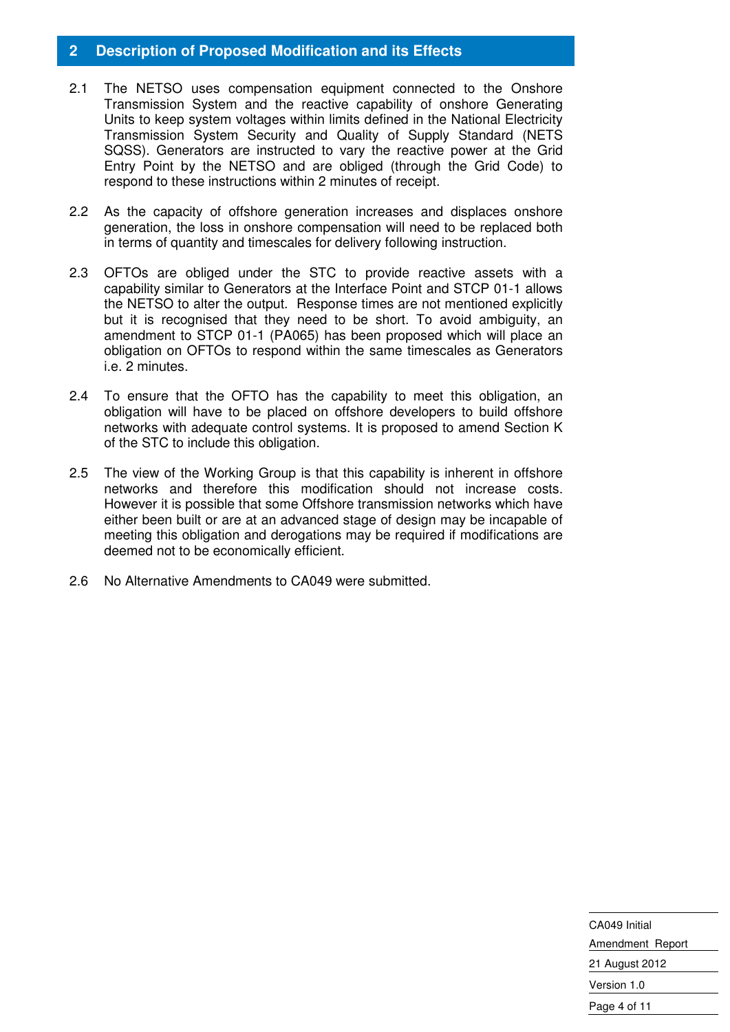## 2 Description of Proposed Modification and its Effects

2.1 The NETSO uses compensation equipment connected to the Onshore Transmission System and the reactive capability of onshore Generating Units to keep system voltages within limits defined in the National Electricity Transmission System Security and Quality of Supply Standard (NETS SQSS). Generators are instructed to vary the reactive power at the Grid Entry Point by the NETSO and are obliged (through the Grid Code) to respond to these instructions within 2 minutes of receipt.

2.2 As the capacity of offshore generation increases and displaces onshore generation, the loss in onshore compensation will need to be replaced both in terms of quantity and timescales for delivery following instruction.

2.3 OFTOs are obliged under the STC to provide reactive assets with a capability similar to Generators at the Interface Point and STCP 01-1 allows the NETSO to alter the output. Response times are not mentioned explicitly but it is recognised that they need to be short. To avoid ambiguity, an amendment to STCP 01-1 (PA065) has been proposed which will place an obligation on OFTOs to respond within the same timescales as Generators i.e. 2 minutes.

2.4 To ensure that the OFTO has the capability to meet this obligation, an obligation will have to be placed on offshore developers to build offshore networks with adequate control systems. It is proposed to amend Section K of the STC to include this obligation.

2.5 The view of the Working Group is that this capability is inherent in offshore networks and therefore this modification should not increase costs. However it is possible that some Offshore transmission networks which have either been built or are at an advanced stage of design may be incapable of meeting this obligation and derogations may be required if modifications are deemed not to be economically efficient.

2.6 No Alternative Amendments to CA049 were submitted.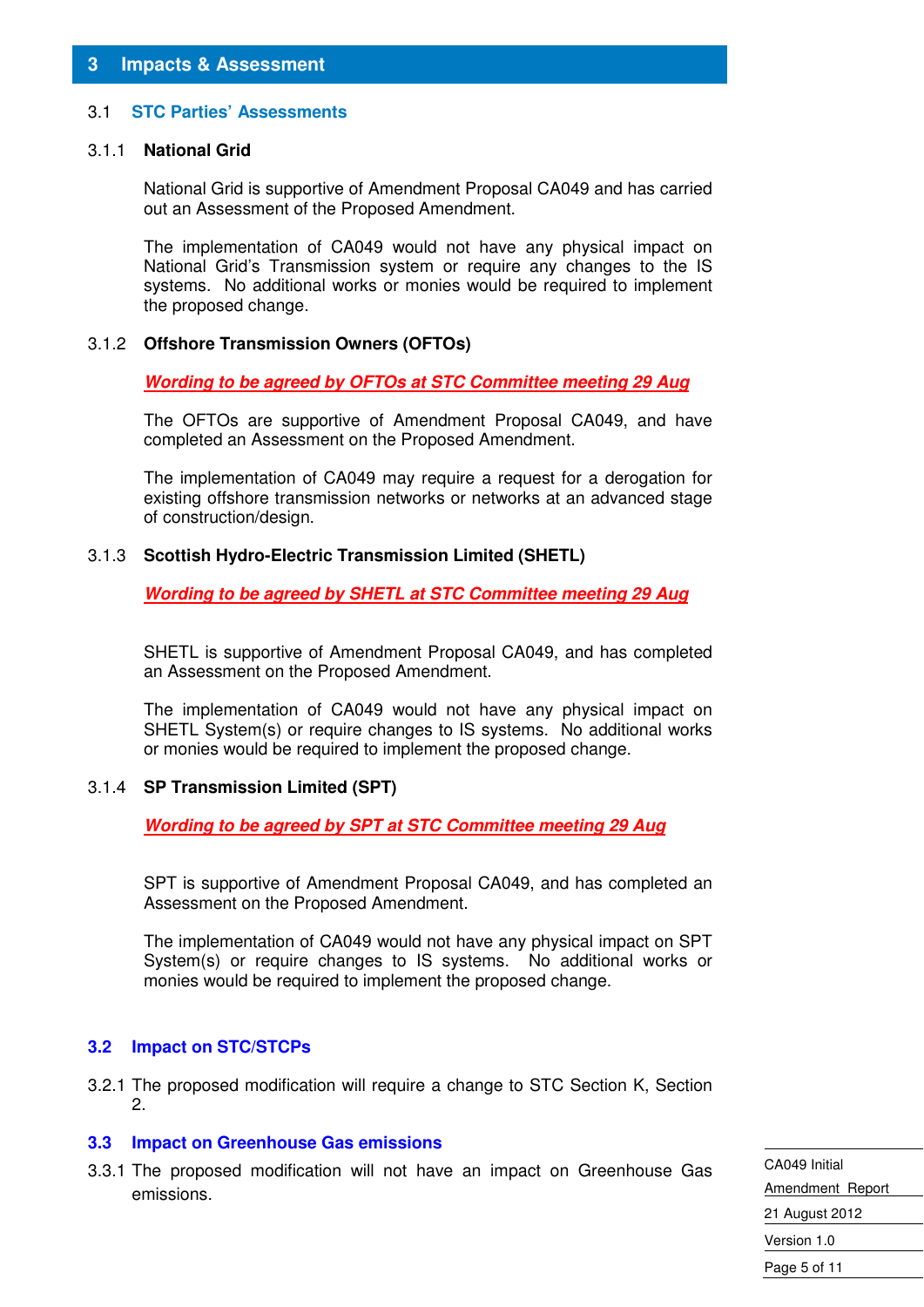# 3 Impacts & Assessment

## 3.1 STC Parties' Assessments

### 3.1.1 National Grid

National Grid is supportive of Amendment Proposal CA049 and has carried out an Assessment of the Proposed Amendment.

The implementation of CA049 would not have any physical impact on National Grid's Transmission system or require any changes to the IS systems. No additional works or monies would be required to implement the proposed change.

### 3.1.2 Offshore Transmission Owners (OFTOs)

***Wording to be agreed by OFTOs at STC Committee meeting 29 Aug***

The OFTOs are supportive of Amendment Proposal CA049, and have completed an Assessment on the Proposed Amendment.

The implementation of CA049 may require a request for a derogation for existing offshore transmission networks or networks at an advanced stage of construction/design.

### 3.1.3 Scottish Hydro-Electric Transmission Limited (SHETL)

***Wording to be agreed by SHETL at STC Committee meeting 29 Aug***

SHETL is supportive of Amendment Proposal CA049, and has completed an Assessment on the Proposed Amendment.

The implementation of CA049 would not have any physical impact on SHETL System(s) or require changes to IS systems. No additional works or monies would be required to implement the proposed change.

### 3.1.4 SP Transmission Limited (SPT)

***Wording to be agreed by SPT at STC Committee meeting 29 Aug***

SPT is supportive of Amendment Proposal CA049, and has completed an Assessment on the Proposed Amendment.

The implementation of CA049 would not have any physical impact on SPT System(s) or require changes to IS systems. No additional works or monies would be required to implement the proposed change.

## 3.2 Impact on STC/STCPs

3.2.1 The proposed modification will require a change to STC Section K, Section 2.

## 3.3 Impact on Greenhouse Gas emissions

3.3.1 The proposed modification will not have an impact on Greenhouse Gas emissions.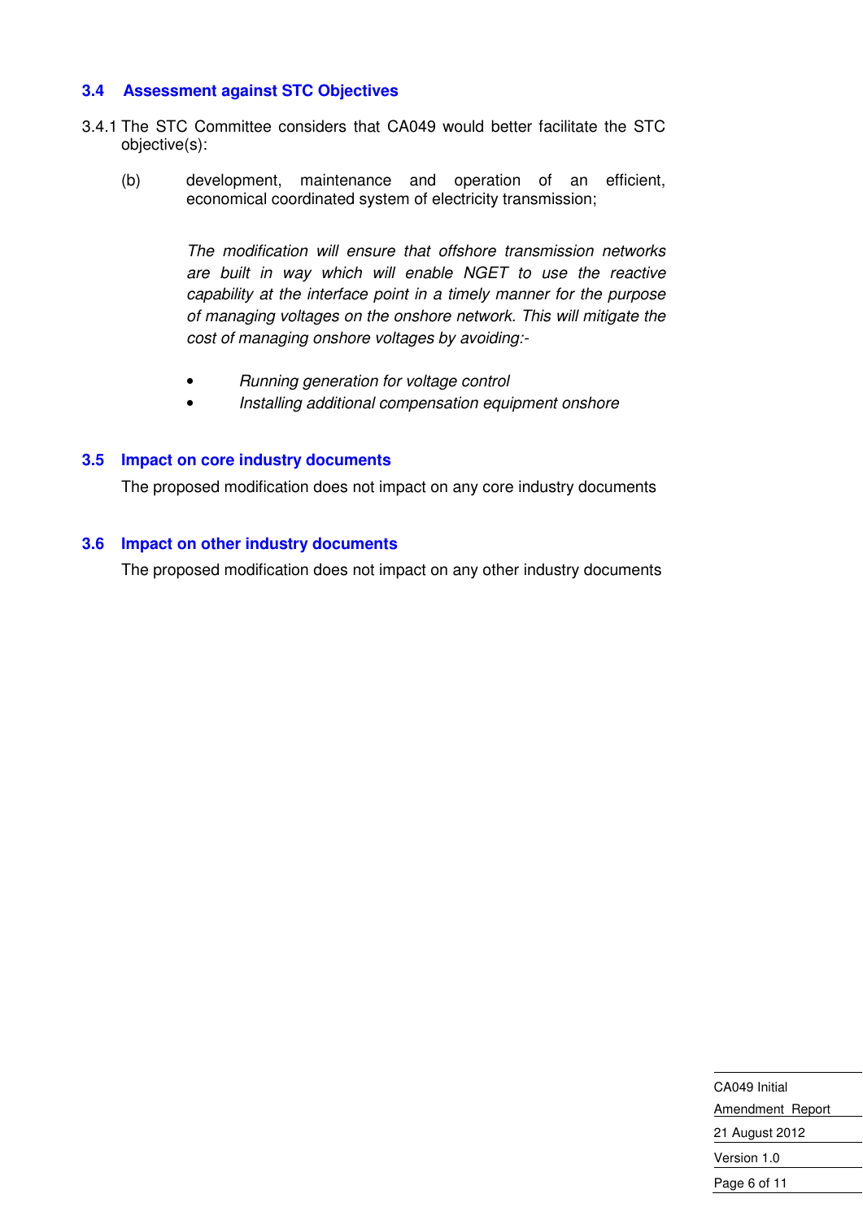### 3.4 Assessment against STC Objectives

3.4.1 The STC Committee considers that CA049 would better facilitate the STC objective(s):

(b) development, maintenance and operation of an efficient, economical coordinated system of electricity transmission;

*The modification will ensure that offshore transmission networks are built in way which will enable NGET to use the reactive capability at the interface point in a timely manner for the purpose of managing voltages on the onshore network. This will mitigate the cost of managing onshore voltages by avoiding:-*

- *Running generation for voltage control*
- *Installing additional compensation equipment onshore*

### 3.5 Impact on core industry documents

The proposed modification does not impact on any core industry documents

### 3.6 Impact on other industry documents

The proposed modification does not impact on any other industry documents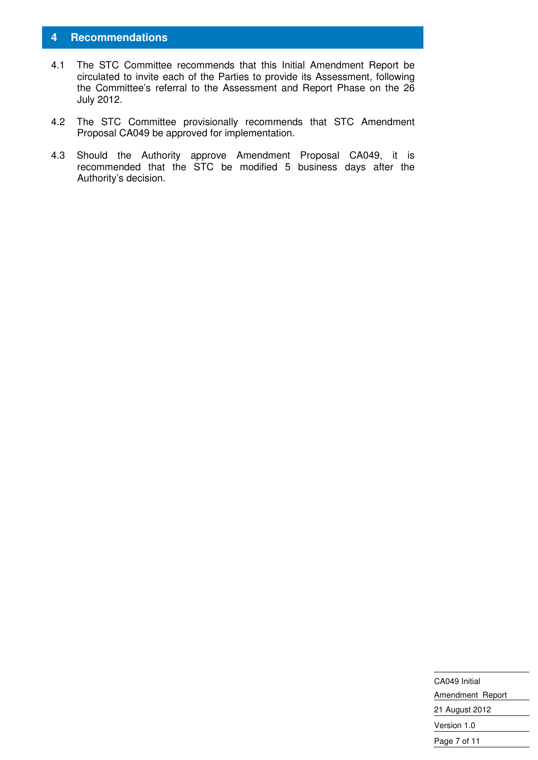# 4 Recommendations

4.1 The STC Committee recommends that this Initial Amendment Report be circulated to invite each of the Parties to provide its Assessment, following the Committee's referral to the Assessment and Report Phase on the 26 July 2012.

4.2 The STC Committee provisionally recommends that STC Amendment Proposal CA049 be approved for implementation.

4.3 Should the Authority approve Amendment Proposal CA049, it is recommended that the STC be modified 5 business days after the Authority's decision.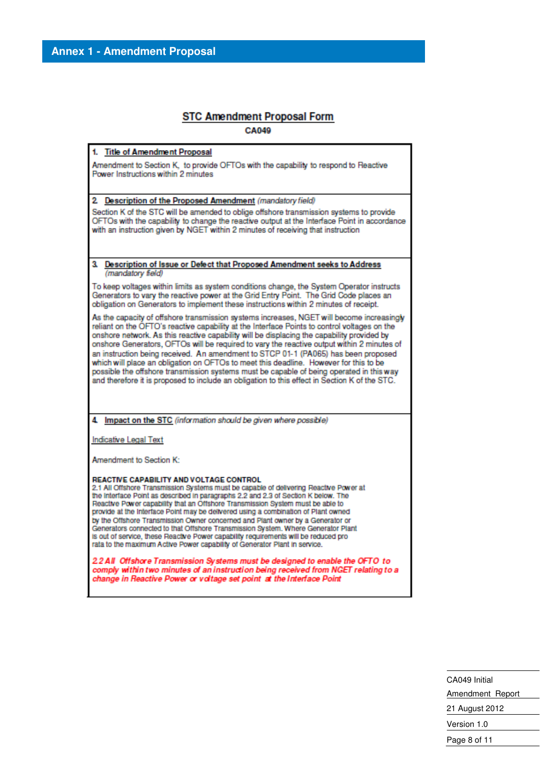# Annex 1 - Amendment Proposal

## STC Amendment Proposal Form

**CA049**

**1. Title of Amendment Proposal**

Amendment to Section K, to provide OFTOs with the capability to respond to Reactive Power Instructions within 2 minutes

**2 Description of the Proposed Amendment** *(mandatory field)*

Section K of the STC will be amended to oblige offshore transmission systems to provide OFTOs with the capability to change the reactive output at the Interface Point in accordance with an instruction given by NGET within 2 minutes of receiving that instruction

**3 Description of Issue or Defect that Proposed Amendment seeks to Address** *(mandatory field)*

To keep voltages within limits as system conditions change, the System Operator instructs Generators to vary the reactive power at the Grid Entry Point. The Grid Code places an obligation on Generators to implement these instructions within 2 minutes of receipt.

As the capacity of offshore transmission systems increases, NGET will become increasingly reliant on the OFTO's reactive capability at the Interface Points to control voltages on the onshore network. As this reactive capability will be displacing the capability provided by onshore Generators, OFTOs will be required to vary the reactive output within 2 minutes of an instruction being received. An amendment to STCP 01-1 (PA065) has been proposed which will place an obligation on OFTOs to meet this deadline. However for this to be possible the offshore transmission systems must be capable of being operated in this way and therefore it is proposed to include an obligation to this effect in Section K of the STC.

**4 Impact on the STC** *(information should be given where possible)*

Indicative Legal Text

Amendment to Section K:

**REACTIVE CAPABILITY AND VOLTAGE CONTROL**

2.1 All Offshore Transmission Systems must be capable of delivering Reactive Power at the Interface Point as described in paragraphs 2.2 and 2.3 of Section K below. The Reactive Power capability that an Offshore Transmission System must be able to provide at the Interface Point may be delivered using a combination of Plant owned by the Offshore Transmission Owner concerned and Plant owner by a Generator or Generators connected to that Offshore Transmission System. Where Generator Plant is out of service, these Reactive Power capability requirements will be reduced pro rata to the maximum Active Power capability of Generator Plant in service.

***2.2 All Offshore Transmission Systems must be designed to enable the OFTO to comply within two minutes of an instruction being received from NGET relating to a change in Reactive Power or voltage set point at the Interface Point***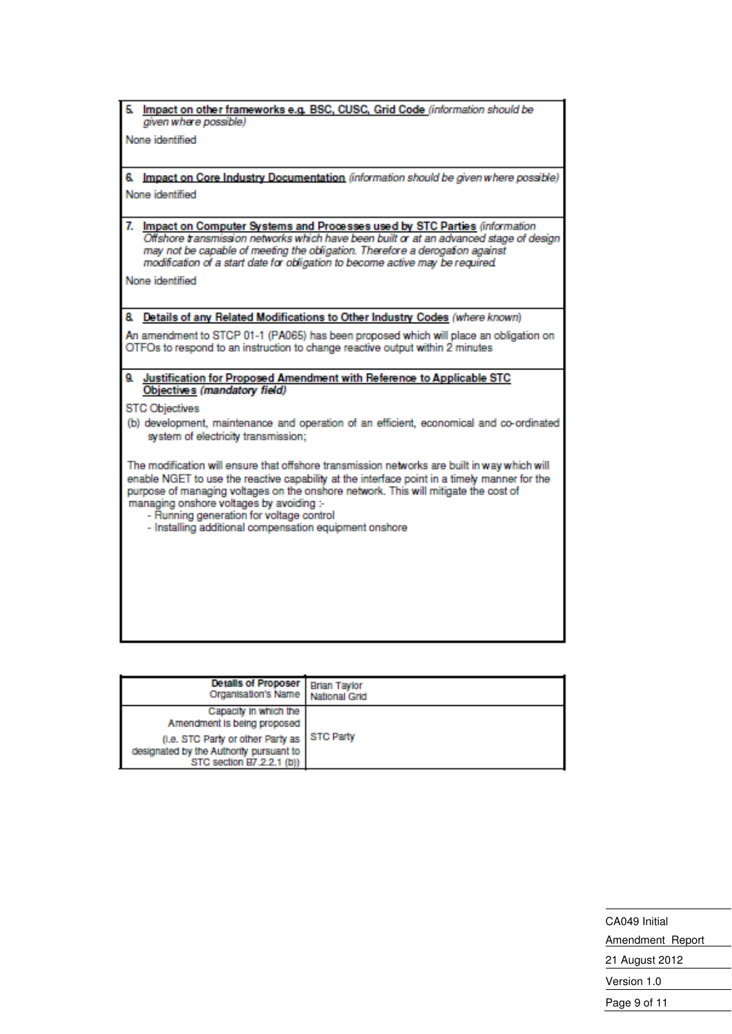**5. Impact on other frameworks e.g. BSC, CUSC, Grid Code** *(information should be given where possible)*

None identified

**6. Impact on Core Industry Documentation** *(information should be given where possible)*

None identified

**7. Impact on Computer Systems and Processes used by STC Parties** *(information Offshore transmission networks which have been built or at an advanced stage of design may not be capable of meeting the obligation. Therefore a derogation against modification of a start date for obligation to become active may be required.*

None identified

**8. Details of any Related Modifications to Other Industry Codes** *(where known)*

An amendment to STCP 01-1 (PA065) has been proposed which will place an obligation on OTFOs to respond to an instruction to change reactive output within 2 minutes

**9. Justification for Proposed Amendment with Reference to Applicable STC Objectives** ***(mandatory field)***

STC Objectives

(b) development, maintenance and operation of an efficient, economical and co-ordinated system of electricity transmission;

The modification will ensure that offshore transmission networks are built in way which will enable NGET to use the reactive capability at the interface point in a timely manner for the purpose of managing voltages on the onshore network. This will mitigate the cost of managing onshore voltages by avoiding :-

- Running generation for voltage control
- Installing additional compensation equipment onshore

| **Details of Proposer** Organisation's Name | Brian Taylor National Grid |
|---|---|
| Capacity in which the Amendment is being proposed (i.e. STC Party or other Party as designated by the Authority pursuant to STC section B7.2.2.1 (b)) | STC Party |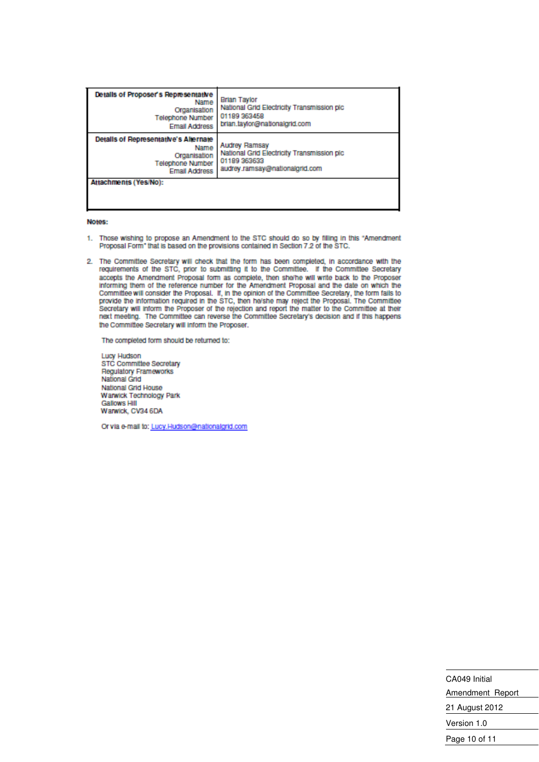| Details of Proposer's Representative<br>Name<br>Organisation<br>Telephone Number<br>Email Address | Brian Taylor<br>National Grid Electricity Transmission plc<br>01189 363458<br>brian.taylor@nationalgrid.com |
|---|---|
| **Details of Representative's Alternate**<br>Name<br>Organisation<br>Telephone Number<br>Email Address | Audrey Ramsay<br>National Grid Electricity Transmission plc<br>01189 363633<br>audrey.ramsay@nationalgrid.com |
| **Attachments (Yes/No):** | |

**Notes:**

1. Those wishing to propose an Amendment to the STC should do so by filling in this "Amendment Proposal Form" that is based on the provisions contained in Section 7.2 of the STC.

2. The Committee Secretary will check that the form has been completed, in accordance with the requirements of the STC, prior to submitting it to the Committee. If the Committee Secretary accepts the Amendment Proposal form as complete, then she/he will write back to the Proposer informing them of the reference number for the Amendment Proposal and the date on which the Committee will consider the Proposal. If, in the opinion of the Committee Secretary, the form fails to provide the information required in the STC, then he/she may reject the Proposal. The Committee Secretary will inform the Proposer of the rejection and report the matter to the Committee at their next meeting. The Committee can reverse the Committee Secretary's decision and if this happens the Committee Secretary will inform the Proposer.

   The completed form should be returned to:

   Lucy Hudson
   STC Committee Secretary
   Regulatory Frameworks
   National Grid
   National Grid House
   Warwick Technology Park
   Gallows Hill
   Warwick, CV34 6DA

   Or via e-mail to: Lucy.Hudson@nationalgrid.com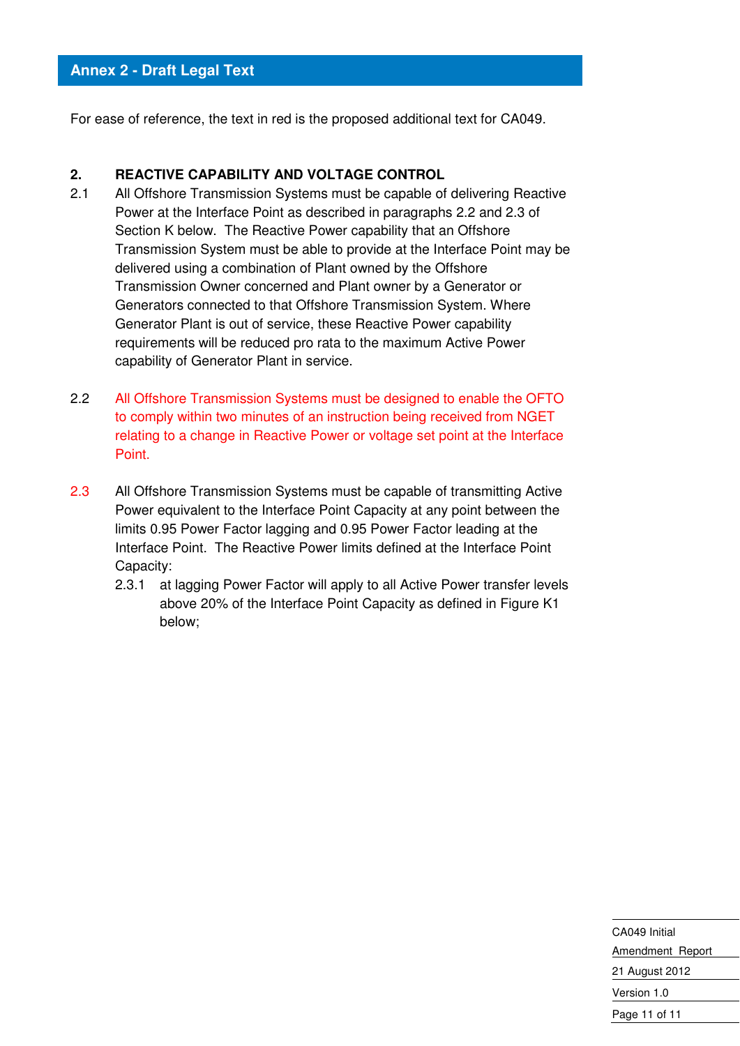## Annex 2 - Draft Legal Text

For ease of reference, the text in red is the proposed additional text for CA049.

**2. REACTIVE CAPABILITY AND VOLTAGE CONTROL**

2.1 All Offshore Transmission Systems must be capable of delivering Reactive Power at the Interface Point as described in paragraphs 2.2 and 2.3 of Section K below. The Reactive Power capability that an Offshore Transmission System must be able to provide at the Interface Point may be delivered using a combination of Plant owned by the Offshore Transmission Owner concerned and Plant owner by a Generator or Generators connected to that Offshore Transmission System. Where Generator Plant is out of service, these Reactive Power capability requirements will be reduced pro rata to the maximum Active Power capability of Generator Plant in service.

2.2 All Offshore Transmission Systems must be designed to enable the OFTO to comply within two minutes of an instruction being received from NGET relating to a change in Reactive Power or voltage set point at the Interface Point.

2.3 All Offshore Transmission Systems must be capable of transmitting Active Power equivalent to the Interface Point Capacity at any point between the limits 0.95 Power Factor lagging and 0.95 Power Factor leading at the Interface Point. The Reactive Power limits defined at the Interface Point Capacity:

2.3.1 at lagging Power Factor will apply to all Active Power transfer levels above 20% of the Interface Point Capacity as defined in Figure K1 below;